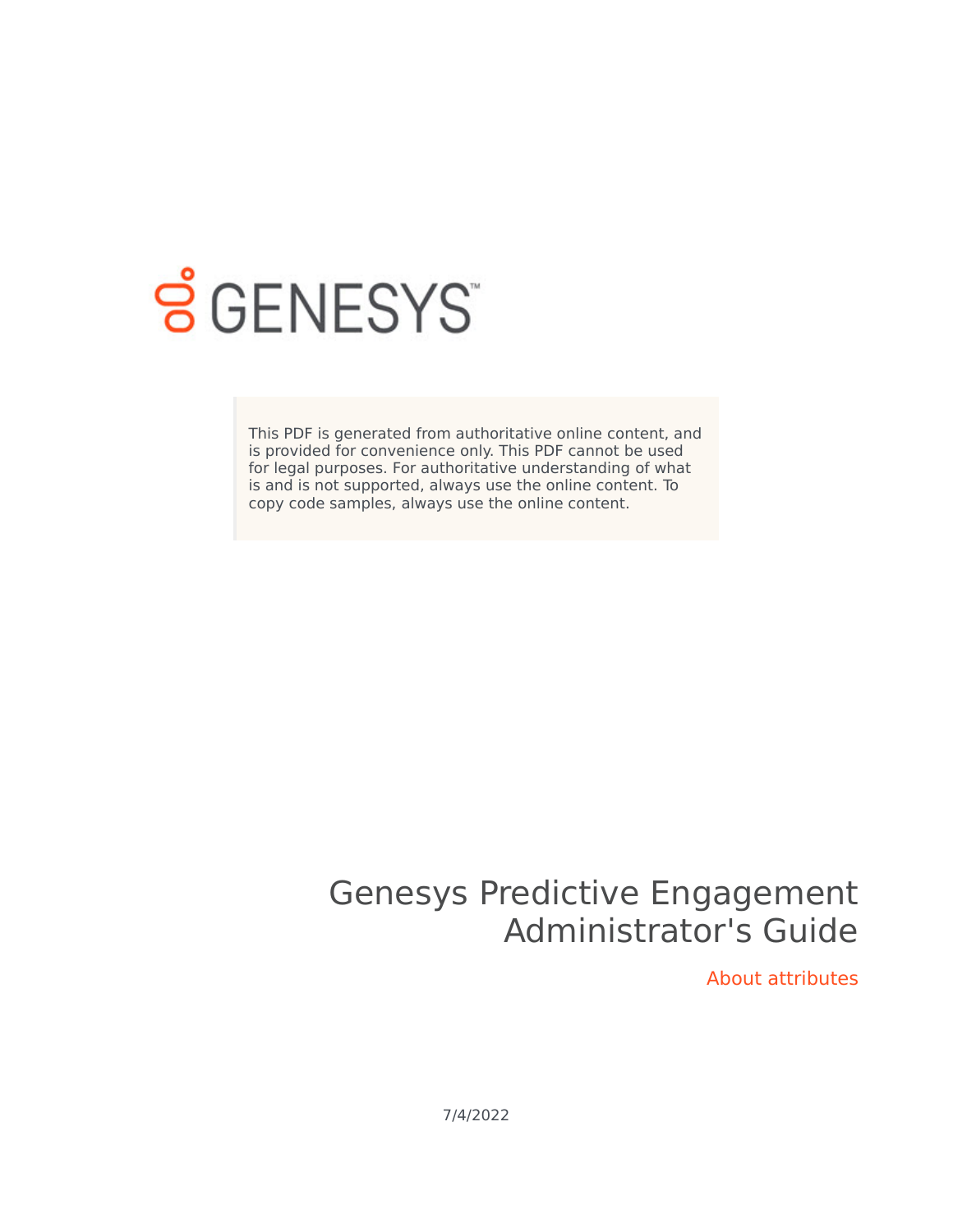GENESYS

This PDF is generated from authoritative online content, and is provided for convenience only. This PDF cannot be used for legal purposes. For authoritative understanding of what is and is not supported, always use the online content. To copy code samples, always use the online content.

# Genesys Predictive Engagement Administrator's Guide

## About attributes

7/4/2022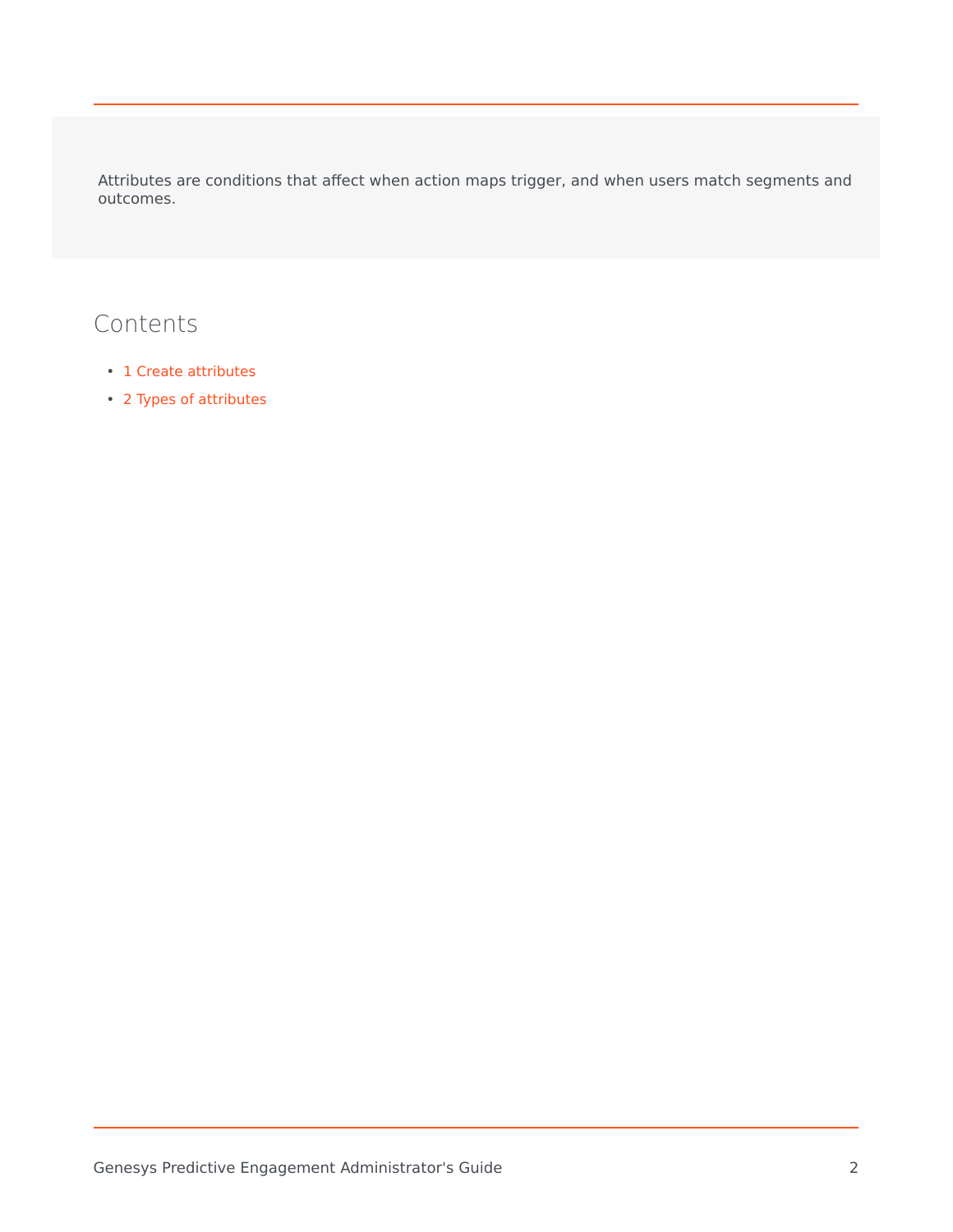Attributes are conditions that affect when action maps trigger, and when users match segments and outcomes.

## Contents

- 1 Create attributes
- 2 Types of attributes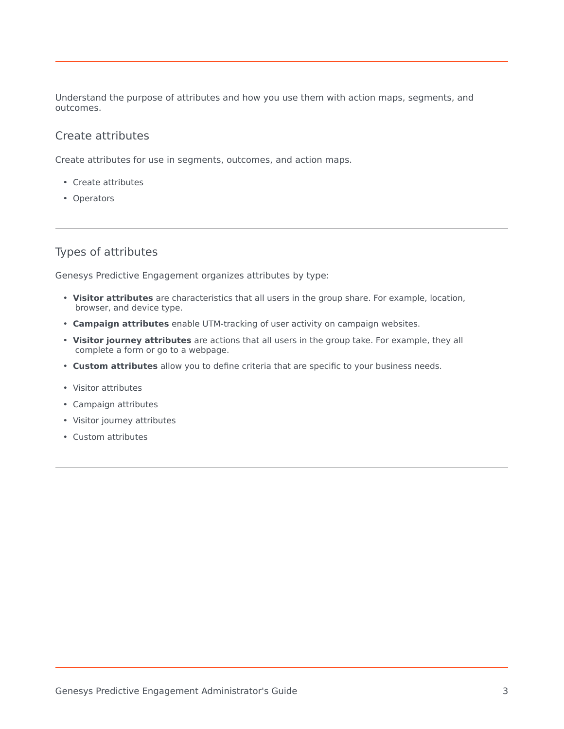Understand the purpose of attributes and how you use them with action maps, segments, and outcomes.

## Create attributes

Create attributes for use in segments, outcomes, and action maps.

- Create attributes
- Operators

---

## Types of attributes

Genesys Predictive Engagement organizes attributes by type:

- **Visitor attributes** are characteristics that all users in the group share. For example, location, browser, and device type.
- **Campaign attributes** enable UTM-tracking of user activity on campaign websites.
- **Visitor journey attributes** are actions that all users in the group take. For example, they all complete a form or go to a webpage.
- **Custom attributes** allow you to define criteria that are specific to your business needs.

- Visitor attributes
- Campaign attributes
- Visitor journey attributes
- Custom attributes

---